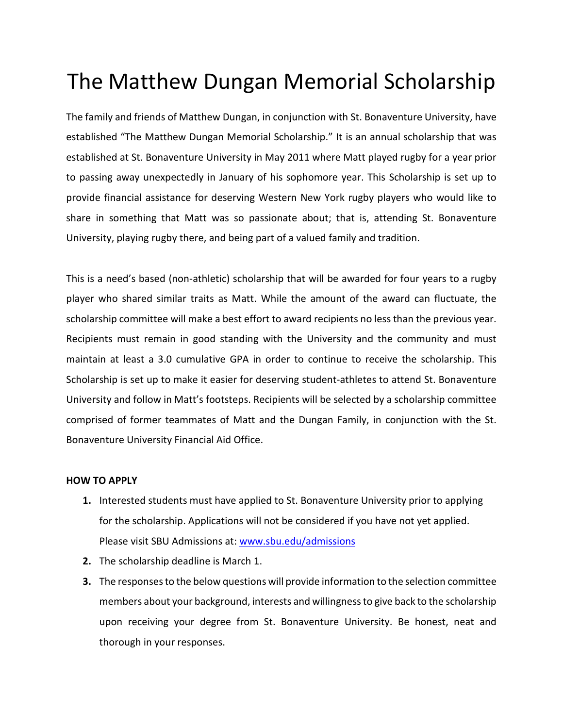# The Matthew Dungan Memorial Scholarship

The family and friends of Matthew Dungan, in conjunction with St. Bonaventure University, have established "The Matthew Dungan Memorial Scholarship." It is an annual scholarship that was established at St. Bonaventure University in May 2011 where Matt played rugby for a year prior to passing away unexpectedly in January of his sophomore year. This Scholarship is set up to provide financial assistance for deserving Western New York rugby players who would like to share in something that Matt was so passionate about; that is, attending St. Bonaventure University, playing rugby there, and being part of a valued family and tradition.

This is a need's based (non-athletic) scholarship that will be awarded for four years to a rugby player who shared similar traits as Matt. While the amount of the award can fluctuate, the scholarship committee will make a best effort to award recipients no less than the previous year. Recipients must remain in good standing with the University and the community and must maintain at least a 3.0 cumulative GPA in order to continue to receive the scholarship. This Scholarship is set up to make it easier for deserving student-athletes to attend St. Bonaventure University and follow in Matt's footsteps. Recipients will be selected by a scholarship committee comprised of former teammates of Matt and the Dungan Family, in conjunction with the St. Bonaventure University Financial Aid Office.

**HOW TO APPLY**

1. Interested students must have applied to St. Bonaventure University prior to applying for the scholarship. Applications will not be considered if you have not yet applied. Please visit SBU Admissions at: [www.sbu.edu/admissions](www.sbu.edu/admissions)
2. The scholarship deadline is March 1.
3. The responses to the below questions will provide information to the selection committee members about your background, interests and willingness to give back to the scholarship upon receiving your degree from St. Bonaventure University. Be honest, neat and thorough in your responses.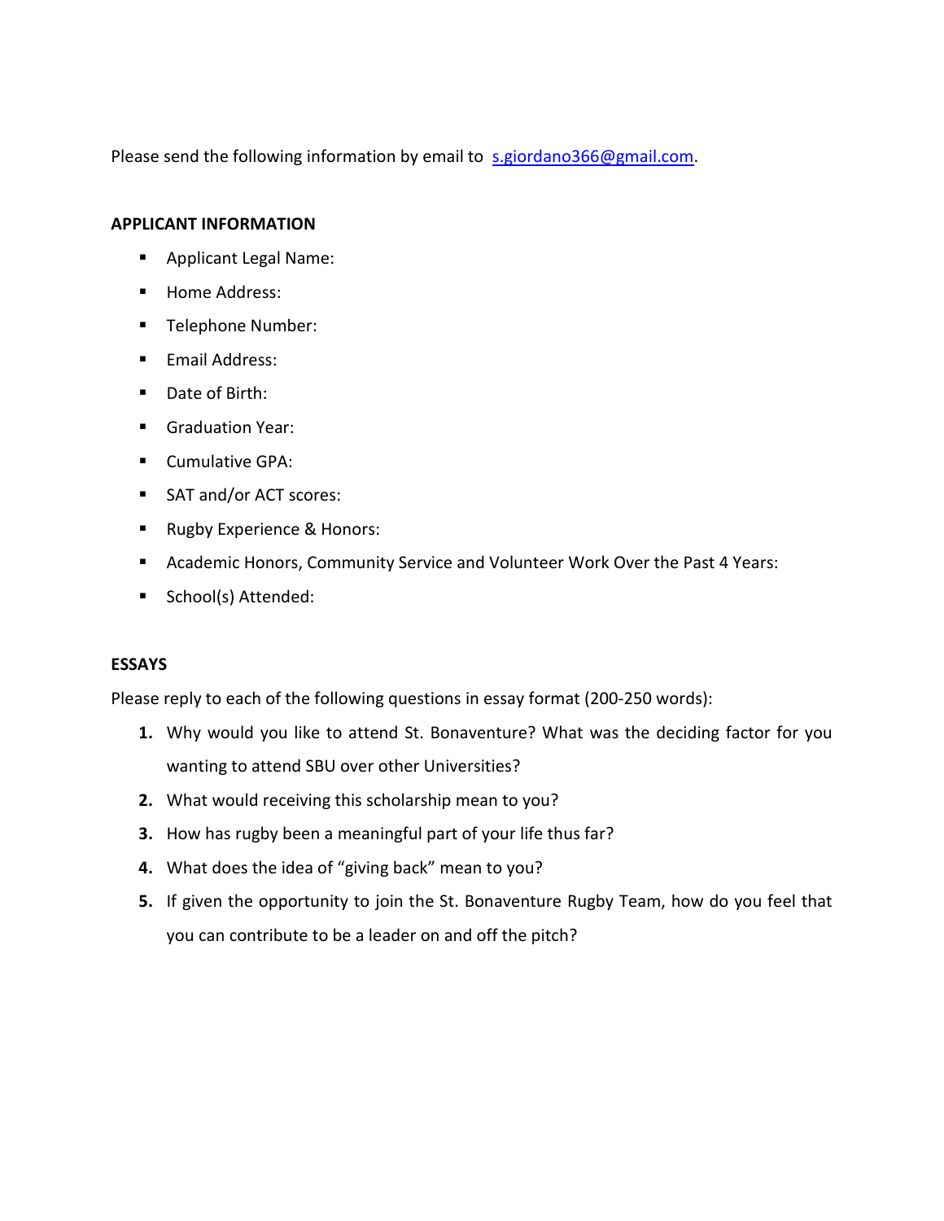Please send the following information by email to [s.giordano366@gmail.com](mailto:s.giordano366@gmail.com).

**APPLICANT INFORMATION**

- Applicant Legal Name:
- Home Address:
- Telephone Number:
- Email Address:
- Date of Birth:
- Graduation Year:
- Cumulative GPA:
- SAT and/or ACT scores:
- Rugby Experience & Honors:
- Academic Honors, Community Service and Volunteer Work Over the Past 4 Years:
- School(s) Attended:

**ESSAYS**

Please reply to each of the following questions in essay format (200-250 words):

1. Why would you like to attend St. Bonaventure? What was the deciding factor for you wanting to attend SBU over other Universities?
2. What would receiving this scholarship mean to you?
3. How has rugby been a meaningful part of your life thus far?
4. What does the idea of "giving back" mean to you?
5. If given the opportunity to join the St. Bonaventure Rugby Team, how do you feel that you can contribute to be a leader on and off the pitch?